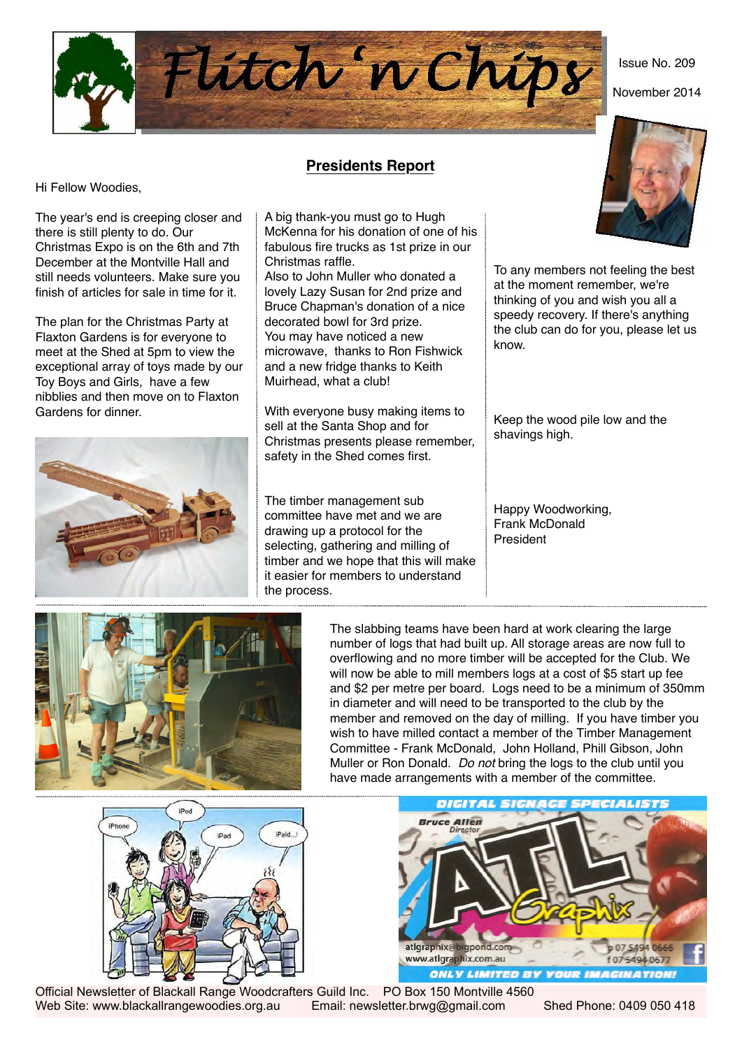# Flitch 'n Chips

Issue No. 209

November 2014

## Presidents Report

Hi Fellow Woodies,

The year's end is creeping closer and there is still plenty to do. Our Christmas Expo is on the 6th and 7th December at the Montville Hall and still needs volunteers. Make sure you finish of articles for sale in time for it.

The plan for the Christmas Party at Flaxton Gardens is for everyone to meet at the Shed at 5pm to view the exceptional array of toys made by our Toy Boys and Girls, have a few nibblies and then move on to Flaxton Gardens for dinner.

A big thank-you must go to Hugh McKenna for his donation of one of his fabulous fire trucks as 1st prize in our Christmas raffle.
Also to John Muller who donated a lovely Lazy Susan for 2nd prize and Bruce Chapman's donation of a nice decorated bowl for 3rd prize.
You may have noticed a new microwave, thanks to Ron Fishwick and a new fridge thanks to Keith Muirhead, what a club!

With everyone busy making items to sell at the Santa Shop and for Christmas presents please remember, safety in the Shed comes first.

The timber management sub committee have met and we are drawing up a protocol for the selecting, gathering and milling of timber and we hope that this will make it easier for members to understand the process.

To any members not feeling the best at the moment remember, we're thinking of you and wish you all a speedy recovery. If there's anything the club can do for you, please let us know.

Keep the wood pile low and the shavings high.

Happy Woodworking,
Frank McDonald
President

---

The slabbing teams have been hard at work clearing the large number of logs that had built up. All storage areas are now full to overflowing and no more timber will be accepted for the Club. We will now be able to mill members logs at a cost of $5 start up fee and $2 per metre per board. Logs need to be a minimum of 350mm in diameter and will need to be transported to the club by the member and removed on the day of milling. If you have timber you wish to have milled contact a member of the Timber Management Committee - Frank McDonald, John Holland, Phill Gibson, John Muller or Ron Donald. *Do not* bring the logs to the club until you have made arrangements with a member of the committee.

---

DIGITAL SIGNAGE SPECIALISTS
Bruce Allen, Director
ATL Graphix
atlgraphix@bigpond.com
www.atlgraphix.com.au
p 07 5494 0666
f 07 5494 0677
ONLY LIMITED BY YOUR IMAGINATION!

---

Official Newsletter of Blackall Range Woodcrafters Guild Inc. PO Box 150 Montville 4560
Web Site: www.blackallrangewoodies.org.au Email: newsletter.brwg@gmail.com Shed Phone: 0409 050 418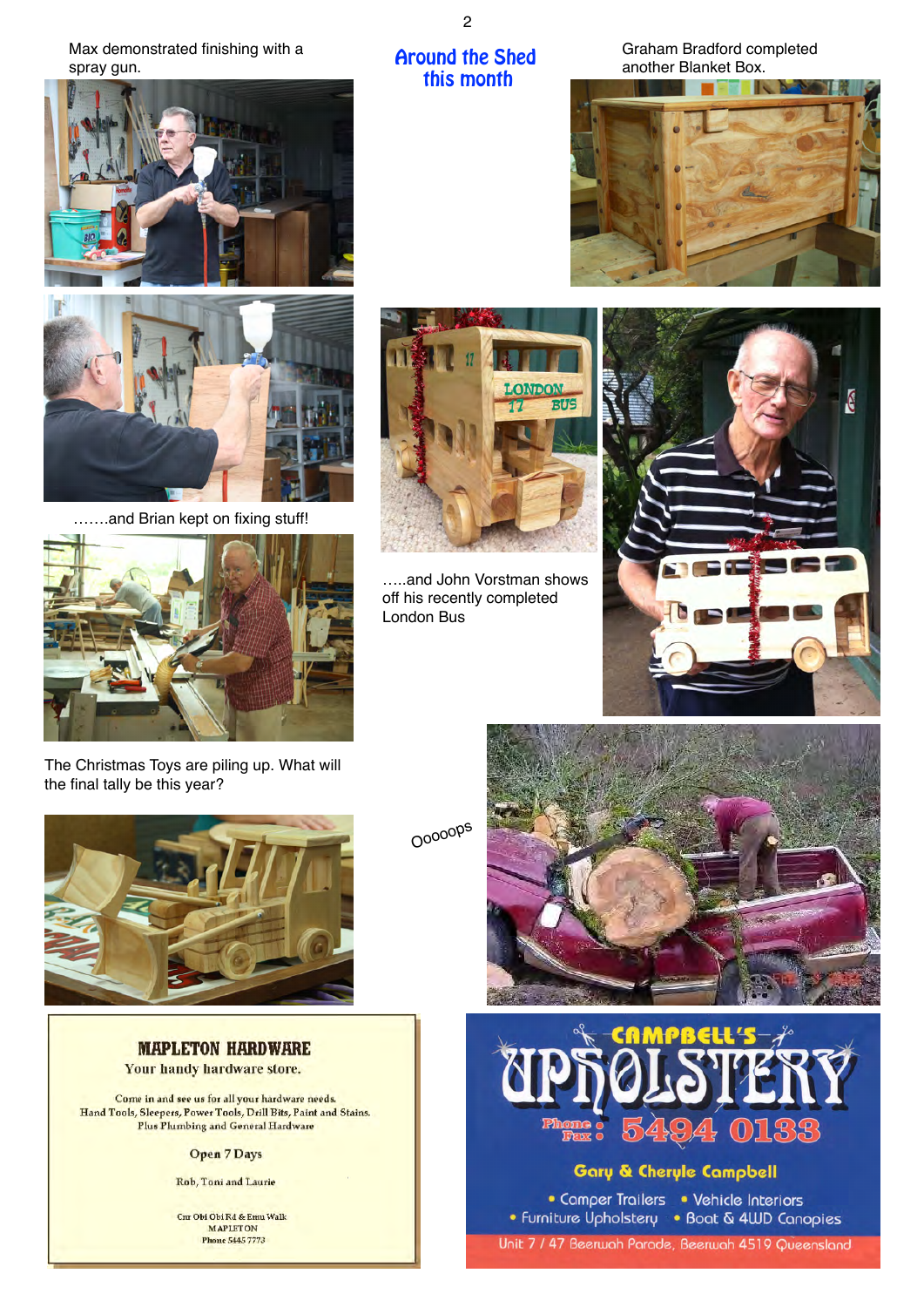# Around the Shed this month

Max demonstrated finishing with a spray gun.

Graham Bradford completed another Blanket Box.

…….and Brian kept on fixing stuff!

…..and John Vorstman shows off his recently completed London Bus

The Christmas Toys are piling up. What will the final tally be this year?

Ooooops

**MAPLETON HARDWARE**

Your handy hardware store.

Come in and see us for all your hardware needs.
Hand Tools, Sleepers, Power Tools, Drill Bits, Paint and Stains.
Plus Plumbing and General Hardware

Open 7 Days

Rob, Toni and Laurie

Cnr Obi Obi Rd & Emu Walk
MAPLETON
Phone 5445 7773

**CAMPBELL'S UPHOLSTERY**

Phone / Fax: 5494 0133

Gary & Cheryle Campbell

- Camper Trailers
- Vehicle Interiors
- Furniture Upholstery
- Boat & 4WD Canopies

Unit 7 / 47 Beerwah Parade, Beerwah 4519 Queensland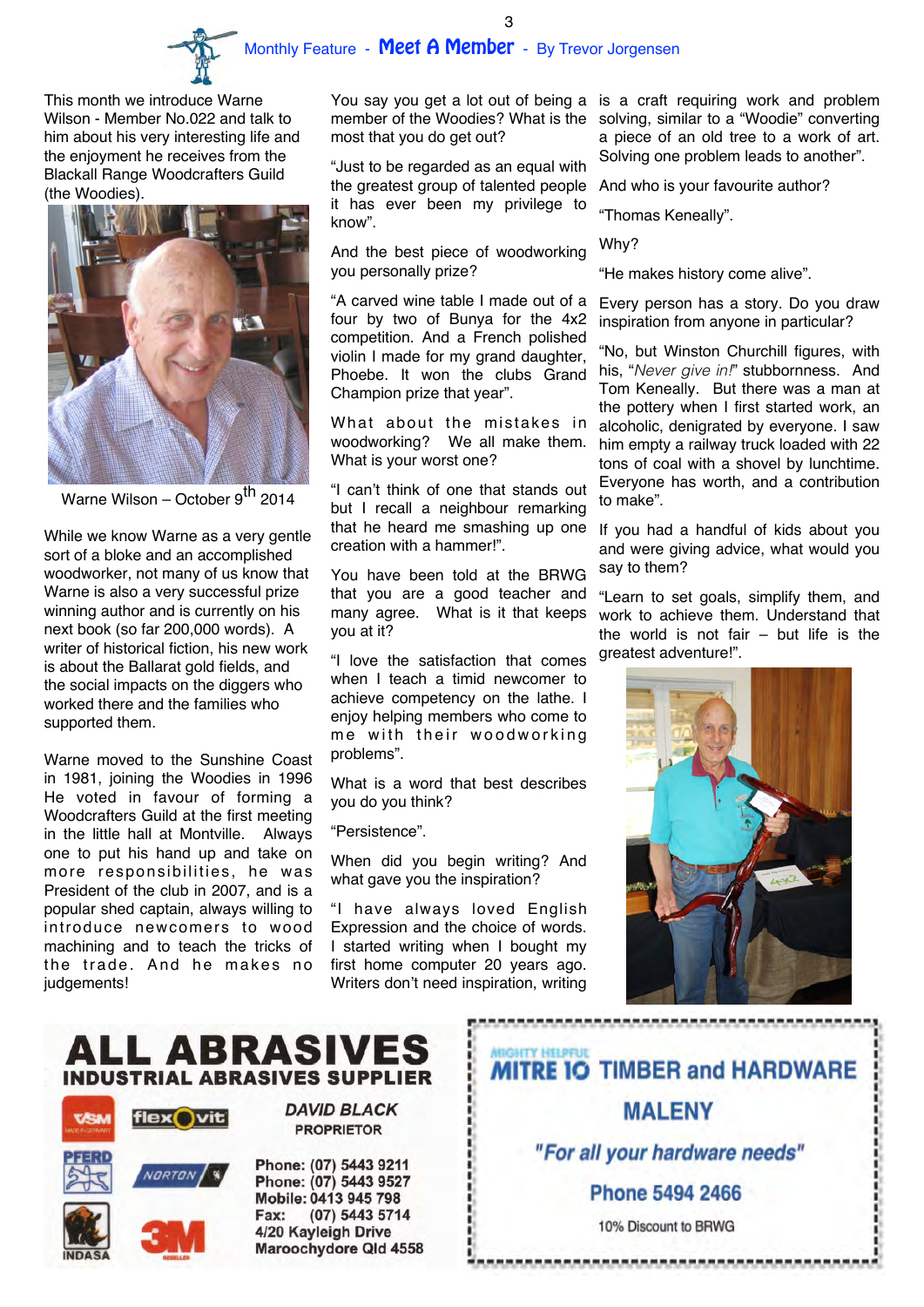## Monthly Feature - Meet A Member - By Trevor Jorgensen

This month we introduce Warne Wilson - Member No.022 and talk to him about his very interesting life and the enjoyment he receives from the Blackall Range Woodcrafters Guild (the Woodies).

Warne Wilson – October 9th 2014

While we know Warne as a very gentle sort of a bloke and an accomplished woodworker, not many of us know that Warne is also a very successful prize winning author and is currently on his next book (so far 200,000 words). A writer of historical fiction, his new work is about the Ballarat gold fields, and the social impacts on the diggers who worked there and the families who supported them.

Warne moved to the Sunshine Coast in 1981, joining the Woodies in 1996 He voted in favour of forming a Woodcrafters Guild at the first meeting in the little hall at Montville. Always one to put his hand up and take on more responsibilities, he was President of the club in 2007, and is a popular shed captain, always willing to introduce newcomers to wood machining and to teach the tricks of the trade. And he makes no judgements!

You say you get a lot out of being a member of the Woodies? What is the most that you do get out?

"Just to be regarded as an equal with the greatest group of talented people it has ever been my privilege to know".

And the best piece of woodworking you personally prize?

"A carved wine table I made out of a four by two of Bunya for the 4x2 competition. And a French polished violin I made for my grand daughter, Phoebe. It won the clubs Grand Champion prize that year".

What about the mistakes in woodworking? We all make them. What is your worst one?

"I can't think of one that stands out but I recall a neighbour remarking that he heard me smashing up one creation with a hammer!".

You have been told at the BRWG that you are a good teacher and many agree. What is it that keeps you at it?

"I love the satisfaction that comes when I teach a timid newcomer to achieve competency on the lathe. I enjoy helping members who come to me with their woodworking problems".

What is a word that best describes you do you think?

"Persistence".

When did you begin writing? And what gave you the inspiration?

"I have always loved English Expression and the choice of words. I started writing when I bought my first home computer 20 years ago. Writers don't need inspiration, writing is a craft requiring work and problem solving, similar to a "Woodie" converting a piece of an old tree to a work of art. Solving one problem leads to another".

And who is your favourite author?

"Thomas Keneally".

Why?

"He makes history come alive".

Every person has a story. Do you draw inspiration from anyone in particular?

"No, but Winston Churchill figures, with his, "*Never give in!*" stubbornness. And Tom Keneally. But there was a man at the pottery when I first started work, an alcoholic, denigrated by everyone. I saw him empty a railway truck loaded with 22 tons of coal with a shovel by lunchtime. Everyone has worth, and a contribution to make".

If you had a handful of kids about you and were giving advice, what would you say to them?

"Learn to set goals, simplify them, and work to achieve them. Understand that the world is not fair – but life is the greatest adventure!".

---

**ALL ABRASIVES**
**INDUSTRIAL ABRASIVES SUPPLIER**

*DAVID BLACK*
PROPRIETOR

Phone: (07) 5443 9211
Phone: (07) 5443 9527
Mobile: 0413 945 798
Fax: (07) 5443 5714
4/20 Kayleigh Drive
Maroochydore Qld 4558

---

MIGHTY HELPFUL
**MITRE 10 TIMBER and HARDWARE**
**MALENY**

*"For all your hardware needs"*

**Phone 5494 2466**

10% Discount to BRWG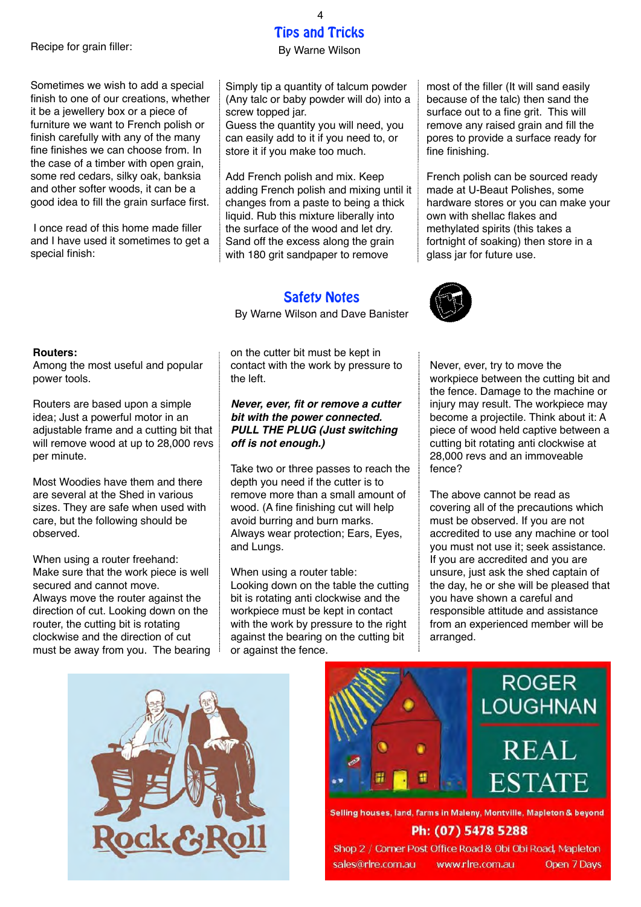## Tips and Tricks

By Warne Wilson

Recipe for grain filler:

Sometimes we wish to add a special finish to one of our creations, whether it be a jewellery box or a piece of furniture we want to French polish or finish carefully with any of the many fine finishes we can choose from. In the case of a timber with open grain, some red cedars, silky oak, banksia and other softer woods, it can be a good idea to fill the grain surface first.

I once read of this home made filler and I have used it sometimes to get a special finish:

Simply tip a quantity of talcum powder (Any talc or baby powder will do) into a screw topped jar.
Guess the quantity you will need, you can easily add to it if you need to, or store it if you make too much.

Add French polish and mix. Keep adding French polish and mixing until it changes from a paste to being a thick liquid. Rub this mixture liberally into the surface of the wood and let dry. Sand off the excess along the grain with 180 grit sandpaper to remove most of the filler (It will sand easily because of the talc) then sand the surface out to a fine grit. This will remove any raised grain and fill the pores to provide a surface ready for fine finishing.

French polish can be sourced ready made at U-Beaut Polishes, some hardware stores or you can make your own with shellac flakes and methylated spirits (this takes a fortnight of soaking) then store in a glass jar for future use.

## Safety Notes

By Warne Wilson and Dave Banister

**Routers:**
Among the most useful and popular power tools.

Routers are based upon a simple idea; Just a powerful motor in an adjustable frame and a cutting bit that will remove wood at up to 28,000 revs per minute.

Most Woodies have them and there are several at the Shed in various sizes. They are safe when used with care, but the following should be observed.

When using a router freehand:
Make sure that the work piece is well secured and cannot move.
Always move the router against the direction of cut. Looking down on the router, the cutting bit is rotating clockwise and the direction of cut must be away from you. The bearing on the cutter bit must be kept in contact with the work by pressure to the left.

***Never, ever, fit or remove a cutter bit with the power connected. PULL THE PLUG (Just switching off is not enough.)***

Take two or three passes to reach the depth you need if the cutter is to remove more than a small amount of wood. (A fine finishing cut will help avoid burring and burn marks.
Always wear protection; Ears, Eyes, and Lungs.

When using a router table:
Looking down on the table the cutting bit is rotating anti clockwise and the workpiece must be kept in contact with the work by pressure to the right against the bearing on the cutting bit or against the fence.

Never, ever, try to move the workpiece between the cutting bit and the fence. Damage to the machine or injury may result. The workpiece may become a projectile. Think about it: A piece of wood held captive between a cutting bit rotating anti clockwise at 28,000 revs and an immoveable fence?

The above cannot be read as covering all of the precautions which must be observed. If you are not accredited to use any machine or tool you must not use it; seek assistance. If you are accredited and you are unsure, just ask the shed captain of the day, he or she will be pleased that you have shown a careful and responsible attitude and assistance from an experienced member will be arranged.

Rock & Roll

ROGER LOUGHNAN REAL ESTATE

Selling houses, land, farms in Maleny, Montville, Mapleton & beyond

Ph: (07) 5478 5288

Shop 2 / Corner Post Office Road & Obi Obi Road, Mapleton

sales@rlre.com.au www.rlre.com.au Open 7 Days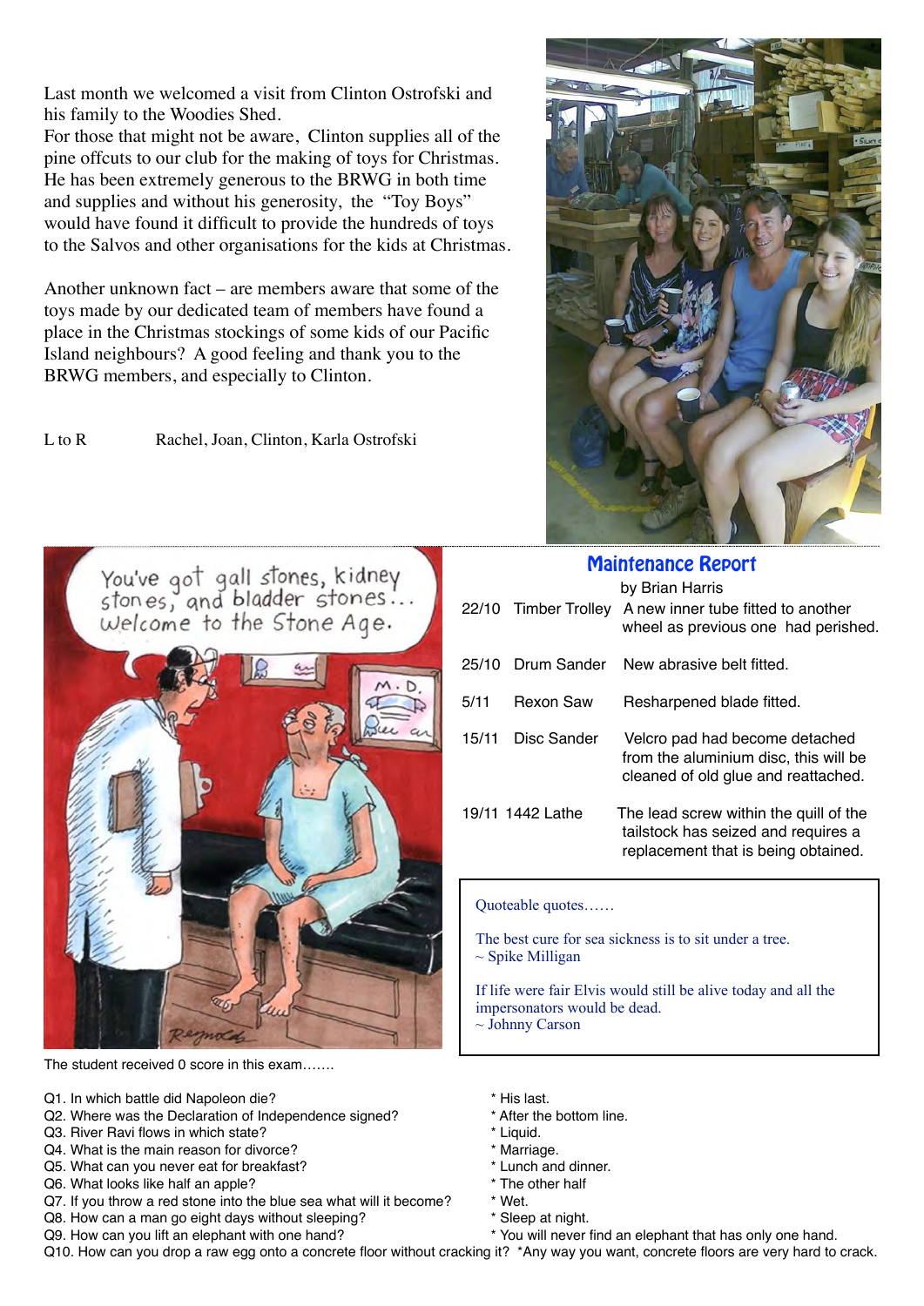Last month we welcomed a visit from Clinton Ostrofski and his family to the Woodies Shed.
For those that might not be aware, Clinton supplies all of the pine offcuts to our club for the making of toys for Christmas. He has been extremely generous to the BRWG in both time and supplies and without his generosity, the "Toy Boys" would have found it difficult to provide the hundreds of toys to the Salvos and other organisations for the kids at Christmas.

Another unknown fact – are members aware that some of the toys made by our dedicated team of members have found a place in the Christmas stockings of some kids of our Pacific Island neighbours? A good feeling and thank you to the BRWG members, and especially to Clinton.

L to R    Rachel, Joan, Clinton, Karla Ostrofski

## Maintenance Report

by Brian Harris

| | | |
|---|---|---|
| 22/10 | Timber Trolley | A new inner tube fitted to another wheel as previous one had perished. |
| 25/10 | Drum Sander | New abrasive belt fitted. |
| 5/11 | Rexon Saw | Resharpened blade fitted. |
| 15/11 | Disc Sander | Velcro pad had become detached from the aluminium disc, this will be cleaned of old glue and reattached. |
| 19/11 | 1442 Lathe | The lead screw within the quill of the tailstock has seized and requires a replacement that is being obtained. |

Quoteable quotes……

The best cure for sea sickness is to sit under a tree.
~ Spike Milligan

If life were fair Elvis would still be alive today and all the impersonators would be dead.
~ Johnny Carson

The student received 0 score in this exam…….

Q1. In which battle did Napoleon die? * His last.
Q2. Where was the Declaration of Independence signed? * After the bottom line.
Q3. River Ravi flows in which state? * Liquid.
Q4. What is the main reason for divorce? * Marriage.
Q5. What can you never eat for breakfast? * Lunch and dinner.
Q6. What looks like half an apple? * The other half
Q7. If you throw a red stone into the blue sea what will it become? * Wet.
Q8. How can a man go eight days without sleeping? * Sleep at night.
Q9. How can you lift an elephant with one hand? * You will never find an elephant that has only one hand.
Q10. How can you drop a raw egg onto a concrete floor without cracking it? *Any way you want, concrete floors are very hard to crack.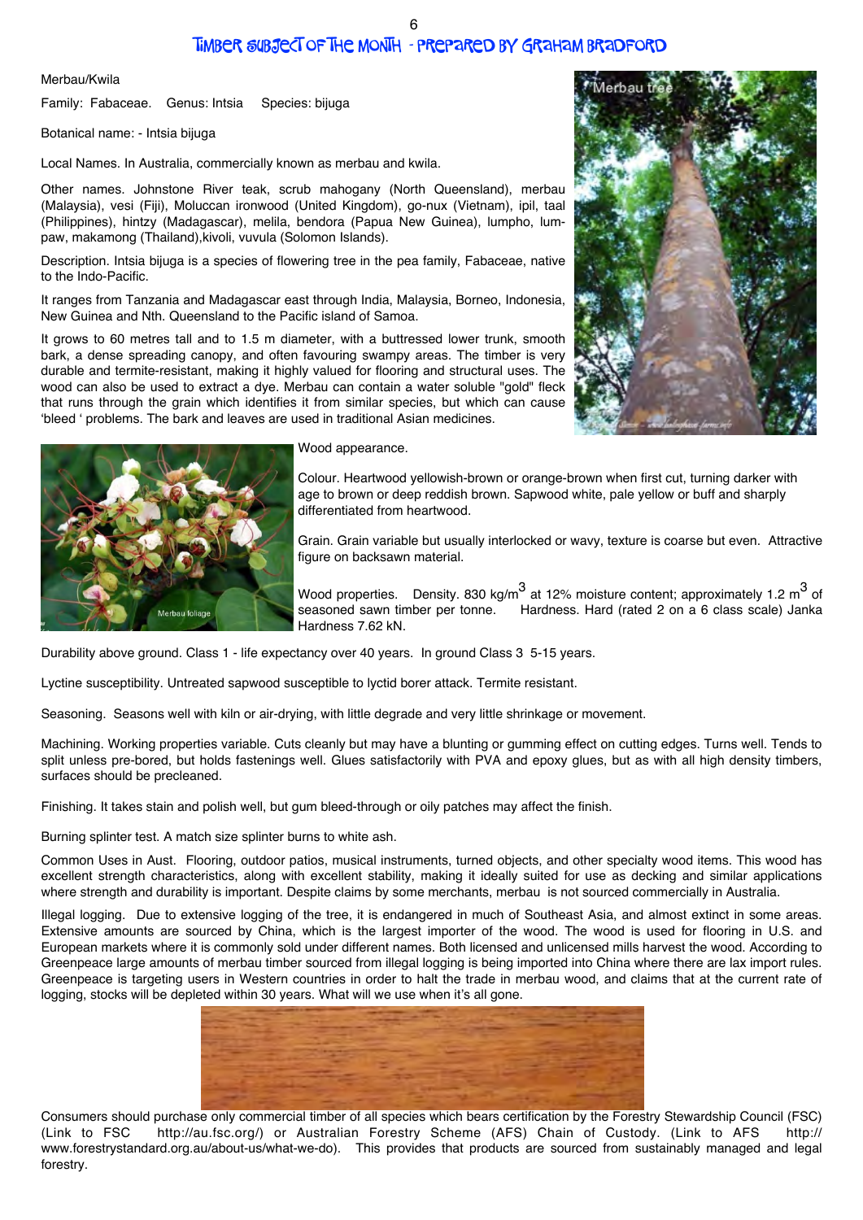# Timber subject of the month - prepared by Graham Bradford

Merbau/Kwila

Family: Fabaceae. Genus: Intsia Species: bijuga

Botanical name: - Intsia bijuga

Local Names. In Australia, commercially known as merbau and kwila.

Other names. Johnstone River teak, scrub mahogany (North Queensland), merbau (Malaysia), vesi (Fiji), Moluccan ironwood (United Kingdom), go-nux (Vietnam), ipil, taal (Philippines), hintzy (Madagascar), melila, bendora (Papua New Guinea), lumpho, lum-paw, makamong (Thailand),kivoli, vuvula (Solomon Islands).

Description. Intsia bijuga is a species of flowering tree in the pea family, Fabaceae, native to the Indo-Pacific.

It ranges from Tanzania and Madagascar east through India, Malaysia, Borneo, Indonesia, New Guinea and Nth. Queensland to the Pacific island of Samoa.

It grows to 60 metres tall and to 1.5 m diameter, with a buttressed lower trunk, smooth bark, a dense spreading canopy, and often favouring swampy areas. The timber is very durable and termite-resistant, making it highly valued for flooring and structural uses. The wood can also be used to extract a dye. Merbau can contain a water soluble "gold" fleck that runs through the grain which identifies it from similar species, but which can cause 'bleed ' problems. The bark and leaves are used in traditional Asian medicines.

Merbau tree

Merbau foliage

Wood appearance.

Colour. Heartwood yellowish-brown or orange-brown when first cut, turning darker with age to brown or deep reddish brown. Sapwood white, pale yellow or buff and sharply differentiated from heartwood.

Grain. Grain variable but usually interlocked or wavy, texture is coarse but even. Attractive figure on backsawn material.

Wood properties. Density. 830 kg/m$^3$ at 12% moisture content; approximately 1.2 m$^3$ of seasoned sawn timber per tonne. Hardness. Hard (rated 2 on a 6 class scale) Janka Hardness 7.62 kN.

Durability above ground. Class 1 - life expectancy over 40 years. In ground Class 3 5-15 years.

Lyctine susceptibility. Untreated sapwood susceptible to lyctid borer attack. Termite resistant.

Seasoning. Seasons well with kiln or air-drying, with little degrade and very little shrinkage or movement.

Machining. Working properties variable. Cuts cleanly but may have a blunting or gumming effect on cutting edges. Turns well. Tends to split unless pre-bored, but holds fastenings well. Glues satisfactorily with PVA and epoxy glues, but as with all high density timbers, surfaces should be precleaned.

Finishing. It takes stain and polish well, but gum bleed-through or oily patches may affect the finish.

Burning splinter test. A match size splinter burns to white ash.

Common Uses in Aust. Flooring, outdoor patios, musical instruments, turned objects, and other specialty wood items. This wood has excellent strength characteristics, along with excellent stability, making it ideally suited for use as decking and similar applications where strength and durability is important. Despite claims by some merchants, merbau is not sourced commercially in Australia.

Illegal logging. Due to extensive logging of the tree, it is endangered in much of Southeast Asia, and almost extinct in some areas. Extensive amounts are sourced by China, which is the largest importer of the wood. The wood is used for flooring in U.S. and European markets where it is commonly sold under different names. Both licensed and unlicensed mills harvest the wood. According to Greenpeace large amounts of merbau timber sourced from illegal logging is being imported into China where there are lax import rules. Greenpeace is targeting users in Western countries in order to halt the trade in merbau wood, and claims that at the current rate of logging, stocks will be depleted within 30 years. What will we use when it's all gone.

Consumers should purchase only commercial timber of all species which bears certification by the Forestry Stewardship Council (FSC) (Link to FSC http://au.fsc.org/) or Australian Forestry Scheme (AFS) Chain of Custody. (Link to AFS http://www.forestrystandard.org.au/about-us/what-we-do). This provides that products are sourced from sustainably managed and legal forestry.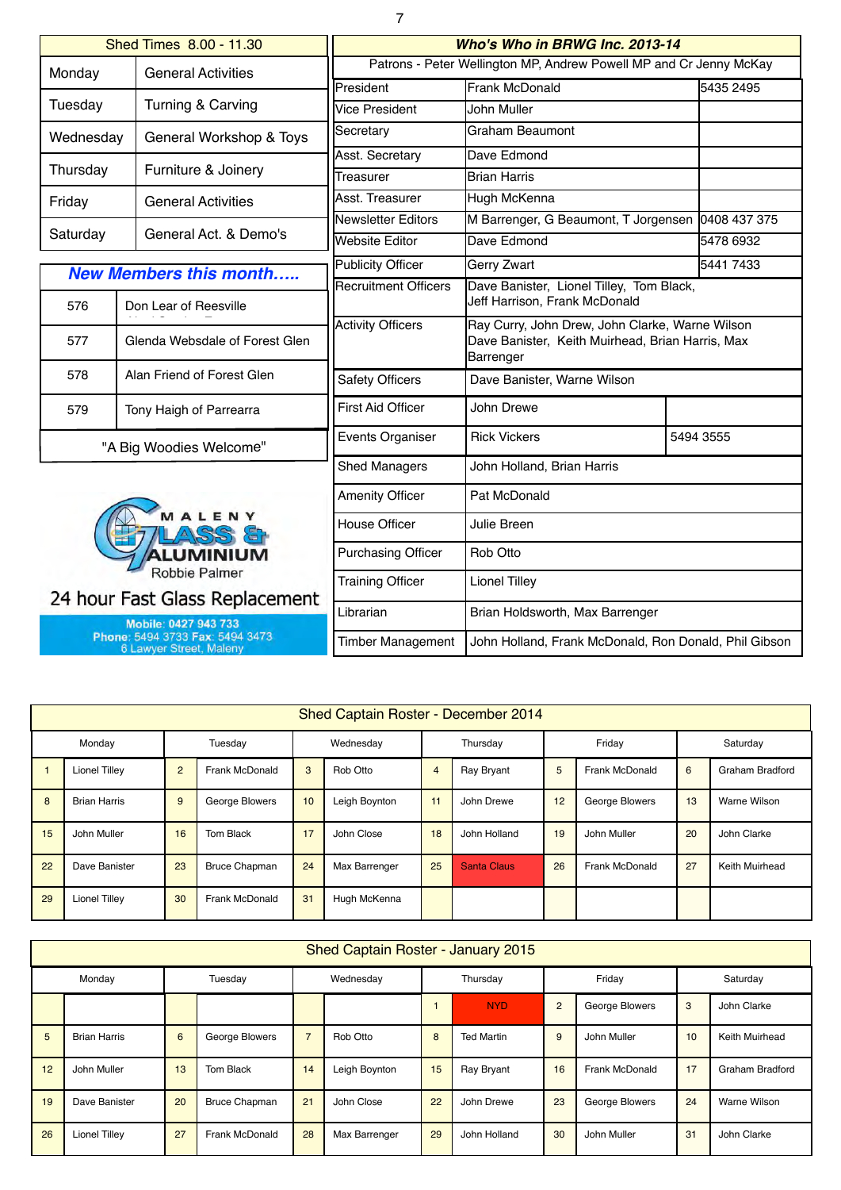| Shed Times 8.00 - 11.30 | |
|---|---|
| Monday | General Activities |
| Tuesday | Turning & Carving |
| Wednesday | General Workshop & Toys |
| Thursday | Furniture & Joinery |
| Friday | General Activities |
| Saturday | General Act. & Demo's |

## *New Members this month…..*

| | |
|---|---|
| 576 | Don Lear of Reesville |
| 577 | Glenda Websdale of Forest Glen |
| 578 | Alan Friend of Forest Glen |
| 579 | Tony Haigh of Parrearra |

"A Big Woodies Welcome"

MALENY GLASS & ALUMINIUM
Robbie Palmer
24 hour Fast Glass Replacement
Mobile: 0427 943 733
Phone: 5494 3733 Fax: 5494 3473
6 Lawyer Street, Maleny

## *Who's Who in BRWG Inc. 2013-14*

Patrons - Peter Wellington MP, Andrew Powell MP and Cr Jenny McKay

| | | |
|---|---|---|
| President | Frank McDonald | 5435 2495 |
| Vice President | John Muller | |
| Secretary | Graham Beaumont | |
| Asst. Secretary | Dave Edmond | |
| Treasurer | Brian Harris | |
| Asst. Treasurer | Hugh McKenna | |
| Newsletter Editors | M Barrenger, G Beaumont, T Jorgensen | 0408 437 375 |
| Website Editor | Dave Edmond | 5478 6932 |
| Publicity Officer | Gerry Zwart | 5441 7433 |
| Recruitment Officers | Dave Banister, Lionel Tilley, Tom Black, Jeff Harrison, Frank McDonald | |
| Activity Officers | Ray Curry, John Drew, John Clarke, Warne Wilson Dave Banister, Keith Muirhead, Brian Harris, Max Barrenger | |
| Safety Officers | Dave Banister, Warne Wilson | |
| First Aid Officer | John Drewe | |
| Events Organiser | Rick Vickers | 5494 3555 |
| Shed Managers | John Holland, Brian Harris | |
| Amenity Officer | Pat McDonald | |
| House Officer | Julie Breen | |
| Purchasing Officer | Rob Otto | |
| Training Officer | Lionel Tilley | |
| Librarian | Brian Holdsworth, Max Barrenger | |
| Timber Management | John Holland, Frank McDonald, Ron Donald, Phil Gibson | |

## Shed Captain Roster - December 2014

| Monday | | Tuesday | | Wednesday | | Thursday | | Friday | | Saturday | |
|---|---|---|---|---|---|---|---|---|---|---|---|
| 1 | Lionel Tilley | 2 | Frank McDonald | 3 | Rob Otto | 4 | Ray Bryant | 5 | Frank McDonald | 6 | Graham Bradford |
| 8 | Brian Harris | 9 | George Blowers | 10 | Leigh Boynton | 11 | John Drewe | 12 | George Blowers | 13 | Warne Wilson |
| 15 | John Muller | 16 | Tom Black | 17 | John Close | 18 | John Holland | 19 | John Muller | 20 | John Clarke |
| 22 | Dave Banister | 23 | Bruce Chapman | 24 | Max Barrenger | 25 | Santa Claus | 26 | Frank McDonald | 27 | Keith Muirhead |
| 29 | Lionel Tilley | 30 | Frank McDonald | 31 | Hugh McKenna | | | | | | |

## Shed Captain Roster - January 2015

| Monday | | Tuesday | | Wednesday | | Thursday | | Friday | | Saturday | |
|---|---|---|---|---|---|---|---|---|---|---|---|
| | | | | | | 1 | NYD | 2 | George Blowers | 3 | John Clarke |
| 5 | Brian Harris | 6 | George Blowers | 7 | Rob Otto | 8 | Ted Martin | 9 | John Muller | 10 | Keith Muirhead |
| 12 | John Muller | 13 | Tom Black | 14 | Leigh Boynton | 15 | Ray Bryant | 16 | Frank McDonald | 17 | Graham Bradford |
| 19 | Dave Banister | 20 | Bruce Chapman | 21 | John Close | 22 | John Drewe | 23 | George Blowers | 24 | Warne Wilson |
| 26 | Lionel Tilley | 27 | Frank McDonald | 28 | Max Barrenger | 29 | John Holland | 30 | John Muller | 31 | John Clarke |